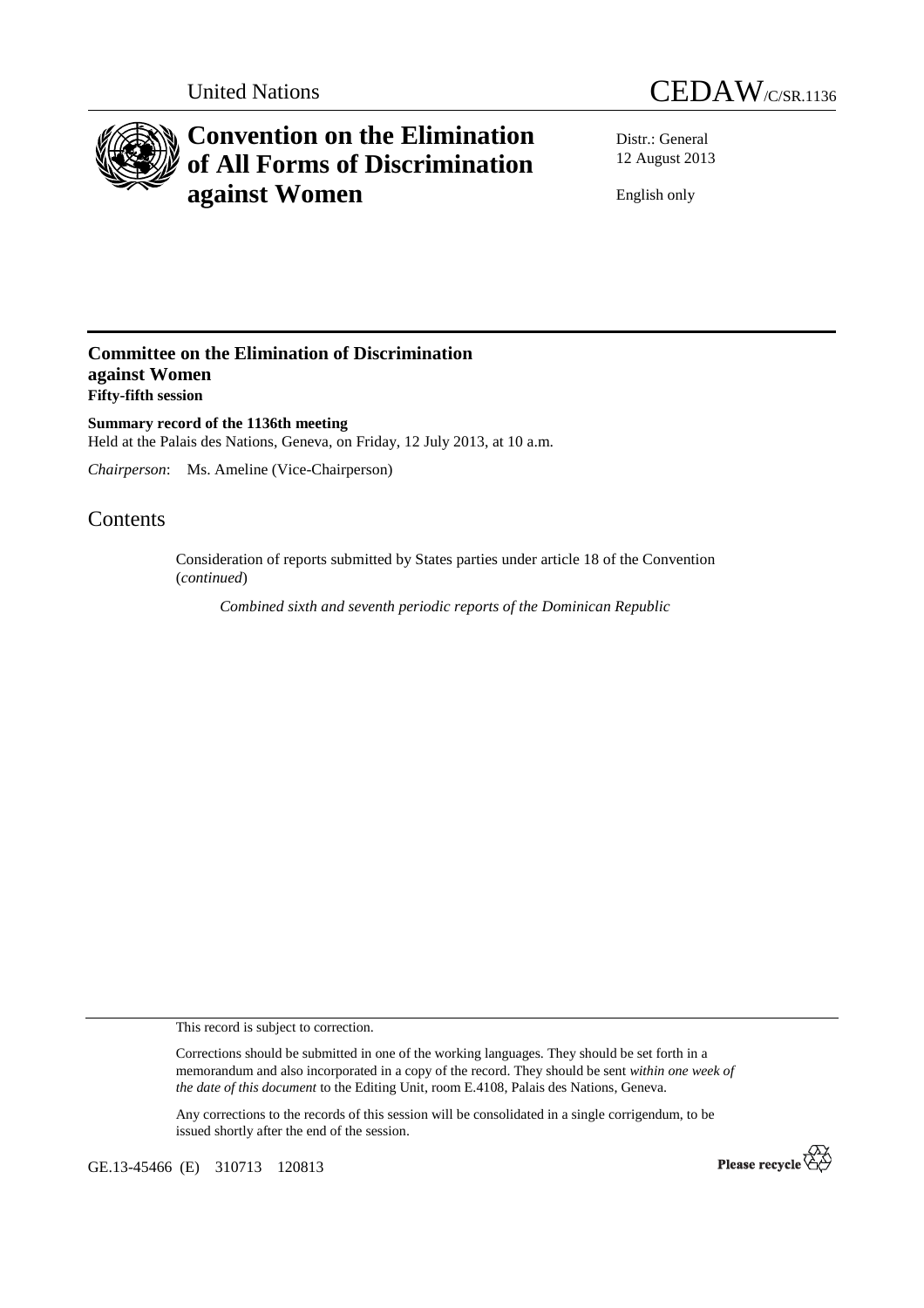United Nations

CEDAW/C/SR.1136

# Convention on the Elimination of All Forms of Discrimination against Women

Distr.: General
12 August 2013

English only

## Committee on the Elimination of Discrimination against Women
**Fifty-fifth session**

**Summary record of the 1136th meeting**
Held at the Palais des Nations, Geneva, on Friday, 12 July 2013, at 10 a.m.

*Chairperson*: Ms. Ameline (Vice-Chairperson)

# Contents

Consideration of reports submitted by States parties under article 18 of the Convention (*continued*)

*Combined sixth and seventh periodic reports of the Dominican Republic*

This record is subject to correction.

Corrections should be submitted in one of the working languages. They should be set forth in a memorandum and also incorporated in a copy of the record. They should be sent *within one week of the date of this document* to the Editing Unit, room E.4108, Palais des Nations, Geneva.

Any corrections to the records of this session will be consolidated in a single corrigendum, to be issued shortly after the end of the session.

GE.13-45466 (E) 310713 120813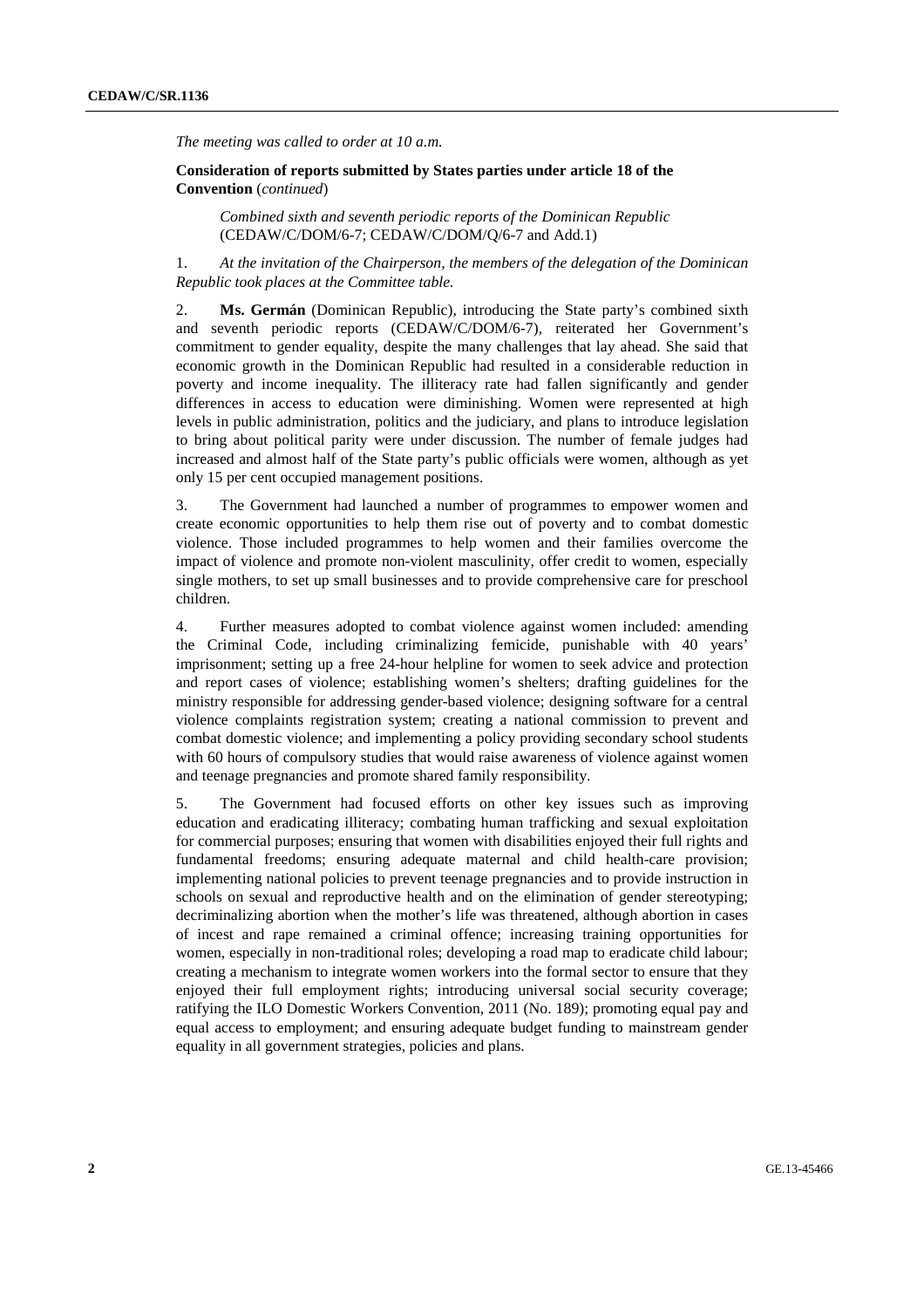*The meeting was called to order at 10 a.m.*

**Consideration of reports submitted by States parties under article 18 of the Convention** (*continued*)

*Combined sixth and seventh periodic reports of the Dominican Republic* (CEDAW/C/DOM/6-7; CEDAW/C/DOM/Q/6-7 and Add.1)

1. *At the invitation of the Chairperson, the members of the delegation of the Dominican Republic took places at the Committee table.*

2. **Ms. Germán** (Dominican Republic), introducing the State party's combined sixth and seventh periodic reports (CEDAW/C/DOM/6-7), reiterated her Government's commitment to gender equality, despite the many challenges that lay ahead. She said that economic growth in the Dominican Republic had resulted in a considerable reduction in poverty and income inequality. The illiteracy rate had fallen significantly and gender differences in access to education were diminishing. Women were represented at high levels in public administration, politics and the judiciary, and plans to introduce legislation to bring about political parity were under discussion. The number of female judges had increased and almost half of the State party's public officials were women, although as yet only 15 per cent occupied management positions.

3. The Government had launched a number of programmes to empower women and create economic opportunities to help them rise out of poverty and to combat domestic violence. Those included programmes to help women and their families overcome the impact of violence and promote non-violent masculinity, offer credit to women, especially single mothers, to set up small businesses and to provide comprehensive care for preschool children.

4. Further measures adopted to combat violence against women included: amending the Criminal Code, including criminalizing femicide, punishable with 40 years' imprisonment; setting up a free 24-hour helpline for women to seek advice and protection and report cases of violence; establishing women's shelters; drafting guidelines for the ministry responsible for addressing gender-based violence; designing software for a central violence complaints registration system; creating a national commission to prevent and combat domestic violence; and implementing a policy providing secondary school students with 60 hours of compulsory studies that would raise awareness of violence against women and teenage pregnancies and promote shared family responsibility.

5. The Government had focused efforts on other key issues such as improving education and eradicating illiteracy; combating human trafficking and sexual exploitation for commercial purposes; ensuring that women with disabilities enjoyed their full rights and fundamental freedoms; ensuring adequate maternal and child health-care provision; implementing national policies to prevent teenage pregnancies and to provide instruction in schools on sexual and reproductive health and on the elimination of gender stereotyping; decriminalizing abortion when the mother's life was threatened, although abortion in cases of incest and rape remained a criminal offence; increasing training opportunities for women, especially in non-traditional roles; developing a road map to eradicate child labour; creating a mechanism to integrate women workers into the formal sector to ensure that they enjoyed their full employment rights; introducing universal social security coverage; ratifying the ILO Domestic Workers Convention, 2011 (No. 189); promoting equal pay and equal access to employment; and ensuring adequate budget funding to mainstream gender equality in all government strategies, policies and plans.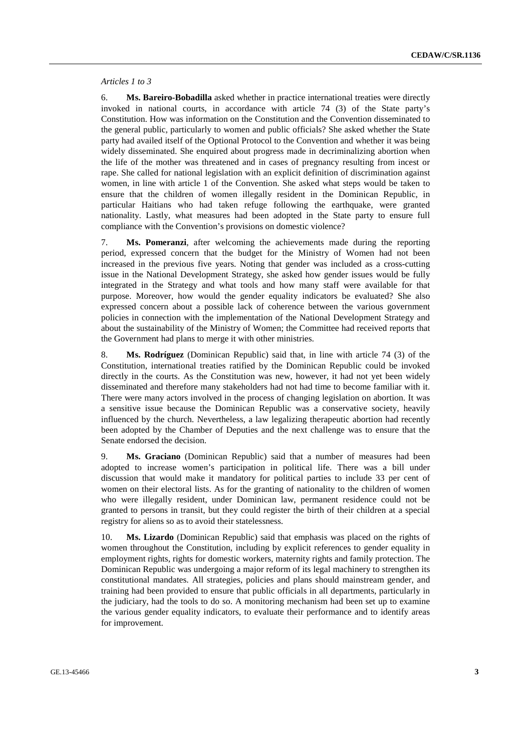*Articles 1 to 3*

6. **Ms. Bareiro-Bobadilla** asked whether in practice international treaties were directly invoked in national courts, in accordance with article 74 (3) of the State party's Constitution. How was information on the Constitution and the Convention disseminated to the general public, particularly to women and public officials? She asked whether the State party had availed itself of the Optional Protocol to the Convention and whether it was being widely disseminated. She enquired about progress made in decriminalizing abortion when the life of the mother was threatened and in cases of pregnancy resulting from incest or rape. She called for national legislation with an explicit definition of discrimination against women, in line with article 1 of the Convention. She asked what steps would be taken to ensure that the children of women illegally resident in the Dominican Republic, in particular Haitians who had taken refuge following the earthquake, were granted nationality. Lastly, what measures had been adopted in the State party to ensure full compliance with the Convention's provisions on domestic violence?

7. **Ms. Pomeranzi**, after welcoming the achievements made during the reporting period, expressed concern that the budget for the Ministry of Women had not been increased in the previous five years. Noting that gender was included as a cross-cutting issue in the National Development Strategy, she asked how gender issues would be fully integrated in the Strategy and what tools and how many staff were available for that purpose. Moreover, how would the gender equality indicators be evaluated? She also expressed concern about a possible lack of coherence between the various government policies in connection with the implementation of the National Development Strategy and about the sustainability of the Ministry of Women; the Committee had received reports that the Government had plans to merge it with other ministries.

8. **Ms. Rodríguez** (Dominican Republic) said that, in line with article 74 (3) of the Constitution, international treaties ratified by the Dominican Republic could be invoked directly in the courts. As the Constitution was new, however, it had not yet been widely disseminated and therefore many stakeholders had not had time to become familiar with it. There were many actors involved in the process of changing legislation on abortion. It was a sensitive issue because the Dominican Republic was a conservative society, heavily influenced by the church. Nevertheless, a law legalizing therapeutic abortion had recently been adopted by the Chamber of Deputies and the next challenge was to ensure that the Senate endorsed the decision.

9. **Ms. Graciano** (Dominican Republic) said that a number of measures had been adopted to increase women's participation in political life. There was a bill under discussion that would make it mandatory for political parties to include 33 per cent of women on their electoral lists. As for the granting of nationality to the children of women who were illegally resident, under Dominican law, permanent residence could not be granted to persons in transit, but they could register the birth of their children at a special registry for aliens so as to avoid their statelessness.

10. **Ms. Lizardo** (Dominican Republic) said that emphasis was placed on the rights of women throughout the Constitution, including by explicit references to gender equality in employment rights, rights for domestic workers, maternity rights and family protection. The Dominican Republic was undergoing a major reform of its legal machinery to strengthen its constitutional mandates. All strategies, policies and plans should mainstream gender, and training had been provided to ensure that public officials in all departments, particularly in the judiciary, had the tools to do so. A monitoring mechanism had been set up to examine the various gender equality indicators, to evaluate their performance and to identify areas for improvement.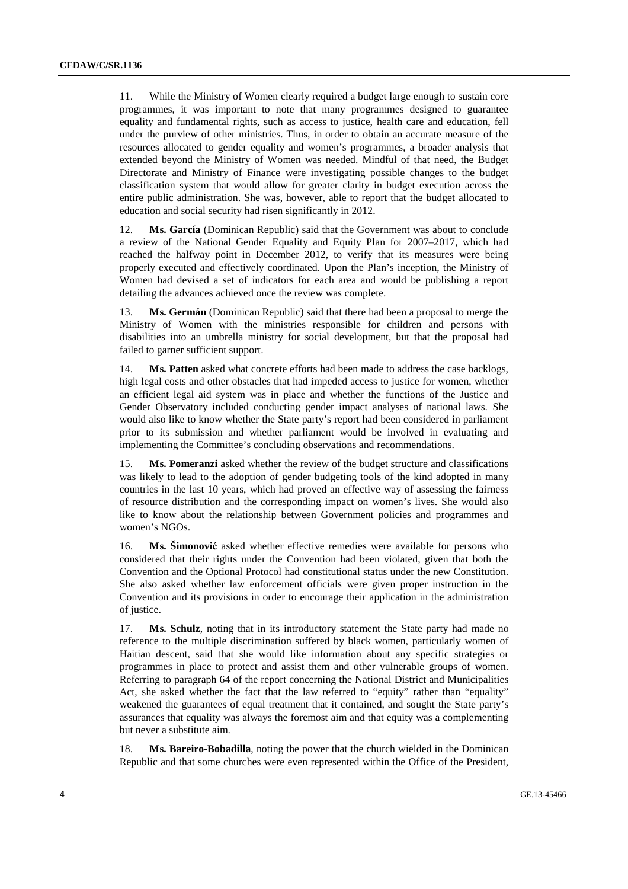11. While the Ministry of Women clearly required a budget large enough to sustain core programmes, it was important to note that many programmes designed to guarantee equality and fundamental rights, such as access to justice, health care and education, fell under the purview of other ministries. Thus, in order to obtain an accurate measure of the resources allocated to gender equality and women's programmes, a broader analysis that extended beyond the Ministry of Women was needed. Mindful of that need, the Budget Directorate and Ministry of Finance were investigating possible changes to the budget classification system that would allow for greater clarity in budget execution across the entire public administration. She was, however, able to report that the budget allocated to education and social security had risen significantly in 2012.

12. **Ms. García** (Dominican Republic) said that the Government was about to conclude a review of the National Gender Equality and Equity Plan for 2007–2017, which had reached the halfway point in December 2012, to verify that its measures were being properly executed and effectively coordinated. Upon the Plan's inception, the Ministry of Women had devised a set of indicators for each area and would be publishing a report detailing the advances achieved once the review was complete.

13. **Ms. Germán** (Dominican Republic) said that there had been a proposal to merge the Ministry of Women with the ministries responsible for children and persons with disabilities into an umbrella ministry for social development, but that the proposal had failed to garner sufficient support.

14. **Ms. Patten** asked what concrete efforts had been made to address the case backlogs, high legal costs and other obstacles that had impeded access to justice for women, whether an efficient legal aid system was in place and whether the functions of the Justice and Gender Observatory included conducting gender impact analyses of national laws. She would also like to know whether the State party's report had been considered in parliament prior to its submission and whether parliament would be involved in evaluating and implementing the Committee's concluding observations and recommendations.

15. **Ms. Pomeranzi** asked whether the review of the budget structure and classifications was likely to lead to the adoption of gender budgeting tools of the kind adopted in many countries in the last 10 years, which had proved an effective way of assessing the fairness of resource distribution and the corresponding impact on women's lives. She would also like to know about the relationship between Government policies and programmes and women's NGOs.

16. **Ms. Šimonović** asked whether effective remedies were available for persons who considered that their rights under the Convention had been violated, given that both the Convention and the Optional Protocol had constitutional status under the new Constitution. She also asked whether law enforcement officials were given proper instruction in the Convention and its provisions in order to encourage their application in the administration of justice.

17. **Ms. Schulz**, noting that in its introductory statement the State party had made no reference to the multiple discrimination suffered by black women, particularly women of Haitian descent, said that she would like information about any specific strategies or programmes in place to protect and assist them and other vulnerable groups of women. Referring to paragraph 64 of the report concerning the National District and Municipalities Act, she asked whether the fact that the law referred to "equity" rather than "equality" weakened the guarantees of equal treatment that it contained, and sought the State party's assurances that equality was always the foremost aim and that equity was a complementing but never a substitute aim.

18. **Ms. Bareiro-Bobadilla**, noting the power that the church wielded in the Dominican Republic and that some churches were even represented within the Office of the President,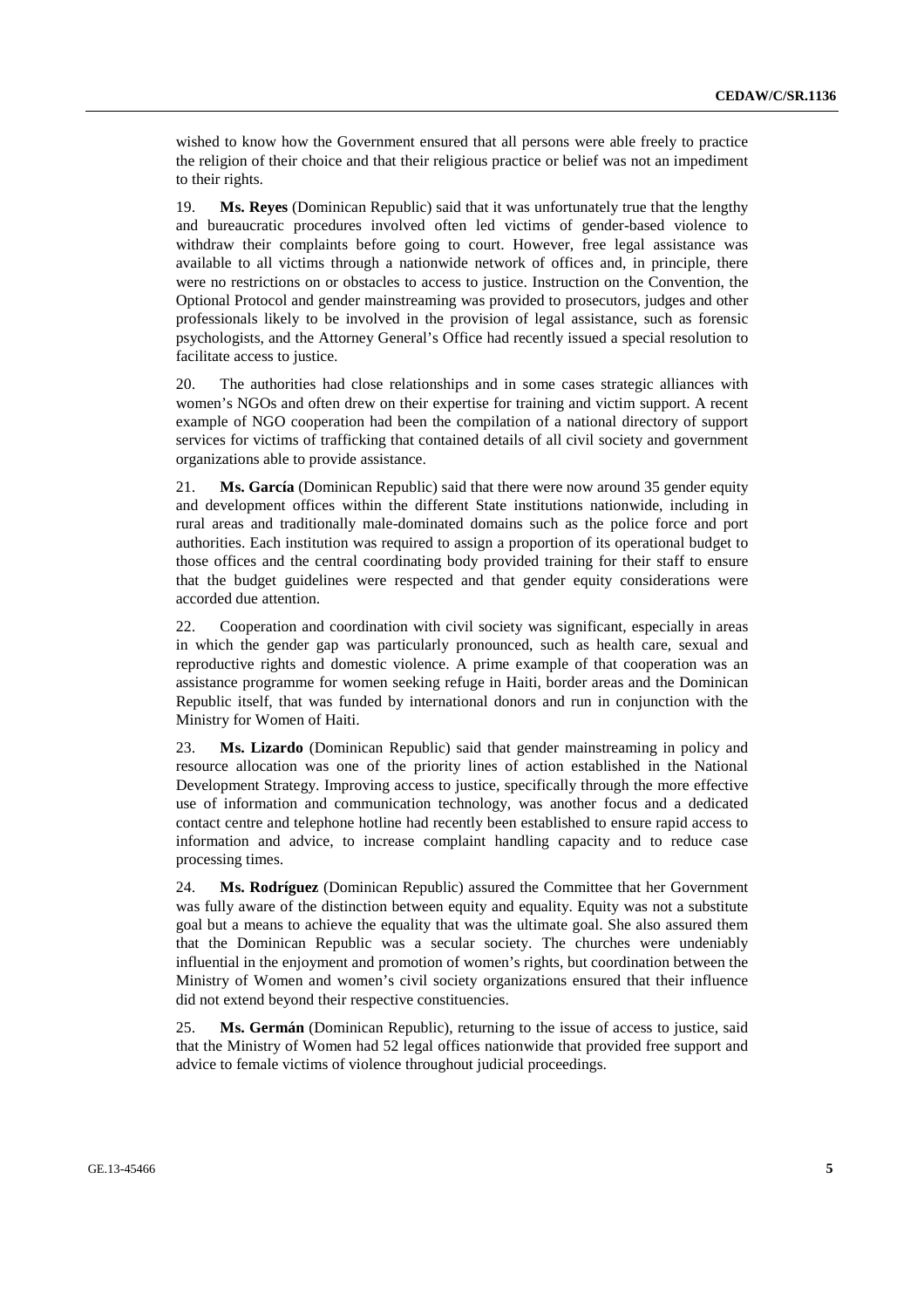wished to know how the Government ensured that all persons were able freely to practice the religion of their choice and that their religious practice or belief was not an impediment to their rights.

19. **Ms. Reyes** (Dominican Republic) said that it was unfortunately true that the lengthy and bureaucratic procedures involved often led victims of gender-based violence to withdraw their complaints before going to court. However, free legal assistance was available to all victims through a nationwide network of offices and, in principle, there were no restrictions on or obstacles to access to justice. Instruction on the Convention, the Optional Protocol and gender mainstreaming was provided to prosecutors, judges and other professionals likely to be involved in the provision of legal assistance, such as forensic psychologists, and the Attorney General's Office had recently issued a special resolution to facilitate access to justice.

20. The authorities had close relationships and in some cases strategic alliances with women's NGOs and often drew on their expertise for training and victim support. A recent example of NGO cooperation had been the compilation of a national directory of support services for victims of trafficking that contained details of all civil society and government organizations able to provide assistance.

21. **Ms. García** (Dominican Republic) said that there were now around 35 gender equity and development offices within the different State institutions nationwide, including in rural areas and traditionally male-dominated domains such as the police force and port authorities. Each institution was required to assign a proportion of its operational budget to those offices and the central coordinating body provided training for their staff to ensure that the budget guidelines were respected and that gender equity considerations were accorded due attention.

22. Cooperation and coordination with civil society was significant, especially in areas in which the gender gap was particularly pronounced, such as health care, sexual and reproductive rights and domestic violence. A prime example of that cooperation was an assistance programme for women seeking refuge in Haiti, border areas and the Dominican Republic itself, that was funded by international donors and run in conjunction with the Ministry for Women of Haiti.

23. **Ms. Lizardo** (Dominican Republic) said that gender mainstreaming in policy and resource allocation was one of the priority lines of action established in the National Development Strategy. Improving access to justice, specifically through the more effective use of information and communication technology, was another focus and a dedicated contact centre and telephone hotline had recently been established to ensure rapid access to information and advice, to increase complaint handling capacity and to reduce case processing times.

24. **Ms. Rodríguez** (Dominican Republic) assured the Committee that her Government was fully aware of the distinction between equity and equality. Equity was not a substitute goal but a means to achieve the equality that was the ultimate goal. She also assured them that the Dominican Republic was a secular society. The churches were undeniably influential in the enjoyment and promotion of women's rights, but coordination between the Ministry of Women and women's civil society organizations ensured that their influence did not extend beyond their respective constituencies.

25. **Ms. Germán** (Dominican Republic), returning to the issue of access to justice, said that the Ministry of Women had 52 legal offices nationwide that provided free support and advice to female victims of violence throughout judicial proceedings.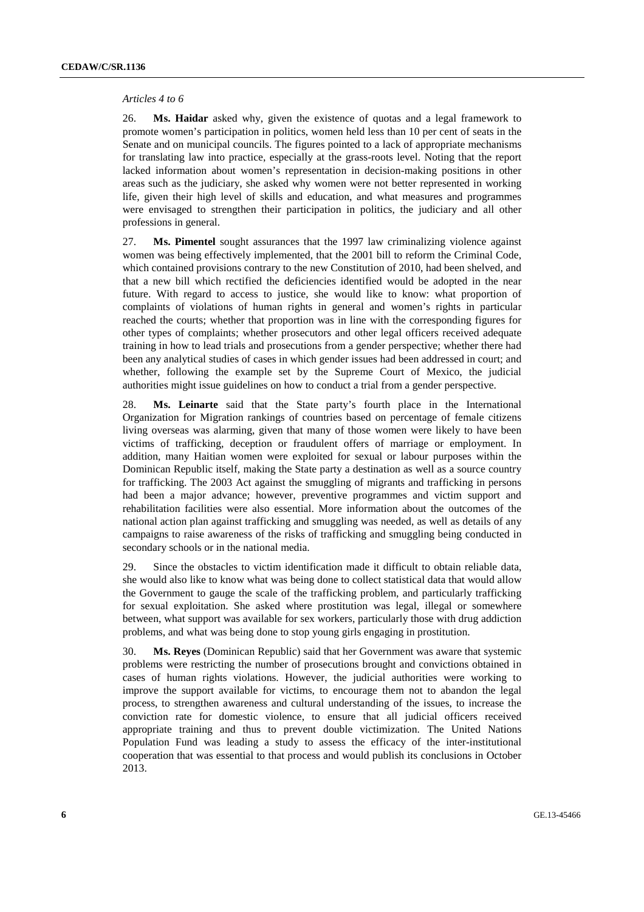*Articles 4 to 6*

26. **Ms. Haidar** asked why, given the existence of quotas and a legal framework to promote women's participation in politics, women held less than 10 per cent of seats in the Senate and on municipal councils. The figures pointed to a lack of appropriate mechanisms for translating law into practice, especially at the grass-roots level. Noting that the report lacked information about women's representation in decision-making positions in other areas such as the judiciary, she asked why women were not better represented in working life, given their high level of skills and education, and what measures and programmes were envisaged to strengthen their participation in politics, the judiciary and all other professions in general.

27. **Ms. Pimentel** sought assurances that the 1997 law criminalizing violence against women was being effectively implemented, that the 2001 bill to reform the Criminal Code, which contained provisions contrary to the new Constitution of 2010, had been shelved, and that a new bill which rectified the deficiencies identified would be adopted in the near future. With regard to access to justice, she would like to know: what proportion of complaints of violations of human rights in general and women's rights in particular reached the courts; whether that proportion was in line with the corresponding figures for other types of complaints; whether prosecutors and other legal officers received adequate training in how to lead trials and prosecutions from a gender perspective; whether there had been any analytical studies of cases in which gender issues had been addressed in court; and whether, following the example set by the Supreme Court of Mexico, the judicial authorities might issue guidelines on how to conduct a trial from a gender perspective.

28. **Ms. Leinarte** said that the State party's fourth place in the International Organization for Migration rankings of countries based on percentage of female citizens living overseas was alarming, given that many of those women were likely to have been victims of trafficking, deception or fraudulent offers of marriage or employment. In addition, many Haitian women were exploited for sexual or labour purposes within the Dominican Republic itself, making the State party a destination as well as a source country for trafficking. The 2003 Act against the smuggling of migrants and trafficking in persons had been a major advance; however, preventive programmes and victim support and rehabilitation facilities were also essential. More information about the outcomes of the national action plan against trafficking and smuggling was needed, as well as details of any campaigns to raise awareness of the risks of trafficking and smuggling being conducted in secondary schools or in the national media.

29. Since the obstacles to victim identification made it difficult to obtain reliable data, she would also like to know what was being done to collect statistical data that would allow the Government to gauge the scale of the trafficking problem, and particularly trafficking for sexual exploitation. She asked where prostitution was legal, illegal or somewhere between, what support was available for sex workers, particularly those with drug addiction problems, and what was being done to stop young girls engaging in prostitution.

30. **Ms. Reyes** (Dominican Republic) said that her Government was aware that systemic problems were restricting the number of prosecutions brought and convictions obtained in cases of human rights violations. However, the judicial authorities were working to improve the support available for victims, to encourage them not to abandon the legal process, to strengthen awareness and cultural understanding of the issues, to increase the conviction rate for domestic violence, to ensure that all judicial officers received appropriate training and thus to prevent double victimization. The United Nations Population Fund was leading a study to assess the efficacy of the inter-institutional cooperation that was essential to that process and would publish its conclusions in October 2013.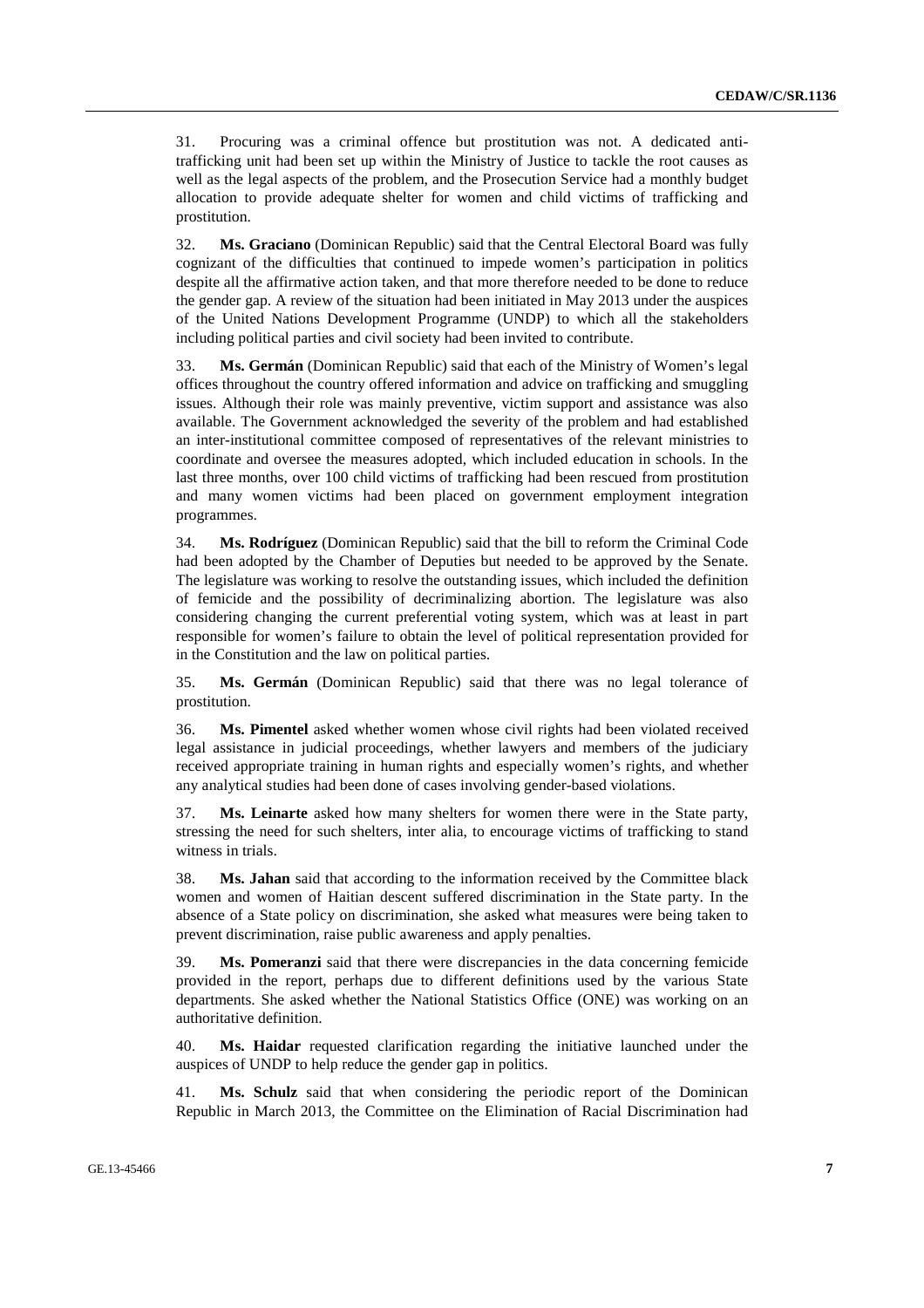31. Procuring was a criminal offence but prostitution was not. A dedicated anti-trafficking unit had been set up within the Ministry of Justice to tackle the root causes as well as the legal aspects of the problem, and the Prosecution Service had a monthly budget allocation to provide adequate shelter for women and child victims of trafficking and prostitution.

32. **Ms. Graciano** (Dominican Republic) said that the Central Electoral Board was fully cognizant of the difficulties that continued to impede women's participation in politics despite all the affirmative action taken, and that more therefore needed to be done to reduce the gender gap. A review of the situation had been initiated in May 2013 under the auspices of the United Nations Development Programme (UNDP) to which all the stakeholders including political parties and civil society had been invited to contribute.

33. **Ms. Germán** (Dominican Republic) said that each of the Ministry of Women's legal offices throughout the country offered information and advice on trafficking and smuggling issues. Although their role was mainly preventive, victim support and assistance was also available. The Government acknowledged the severity of the problem and had established an inter-institutional committee composed of representatives of the relevant ministries to coordinate and oversee the measures adopted, which included education in schools. In the last three months, over 100 child victims of trafficking had been rescued from prostitution and many women victims had been placed on government employment integration programmes.

34. **Ms. Rodríguez** (Dominican Republic) said that the bill to reform the Criminal Code had been adopted by the Chamber of Deputies but needed to be approved by the Senate. The legislature was working to resolve the outstanding issues, which included the definition of femicide and the possibility of decriminalizing abortion. The legislature was also considering changing the current preferential voting system, which was at least in part responsible for women's failure to obtain the level of political representation provided for in the Constitution and the law on political parties.

35. **Ms. Germán** (Dominican Republic) said that there was no legal tolerance of prostitution.

36. **Ms. Pimentel** asked whether women whose civil rights had been violated received legal assistance in judicial proceedings, whether lawyers and members of the judiciary received appropriate training in human rights and especially women's rights, and whether any analytical studies had been done of cases involving gender-based violations.

37. **Ms. Leinarte** asked how many shelters for women there were in the State party, stressing the need for such shelters, inter alia, to encourage victims of trafficking to stand witness in trials.

38. **Ms. Jahan** said that according to the information received by the Committee black women and women of Haitian descent suffered discrimination in the State party. In the absence of a State policy on discrimination, she asked what measures were being taken to prevent discrimination, raise public awareness and apply penalties.

39. **Ms. Pomeranzi** said that there were discrepancies in the data concerning femicide provided in the report, perhaps due to different definitions used by the various State departments. She asked whether the National Statistics Office (ONE) was working on an authoritative definition.

40. **Ms. Haidar** requested clarification regarding the initiative launched under the auspices of UNDP to help reduce the gender gap in politics.

41. **Ms. Schulz** said that when considering the periodic report of the Dominican Republic in March 2013, the Committee on the Elimination of Racial Discrimination had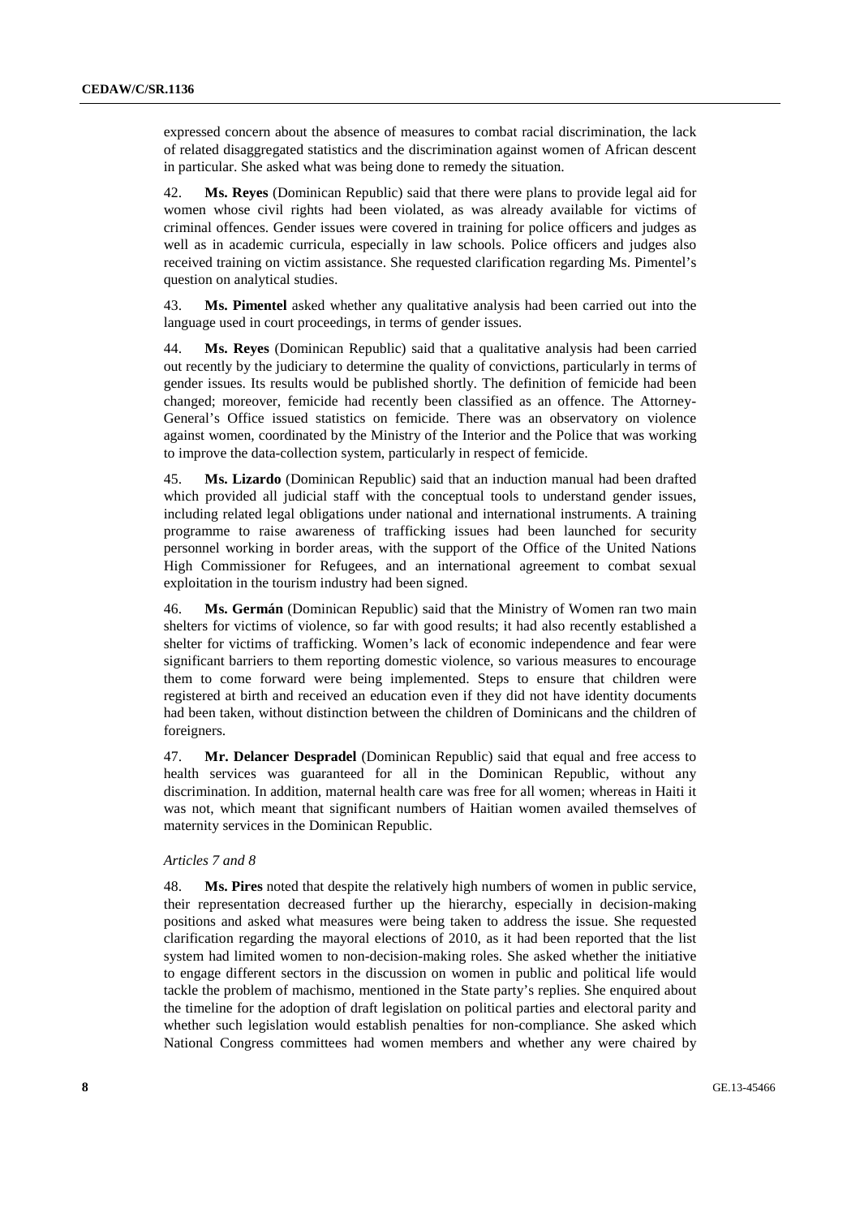expressed concern about the absence of measures to combat racial discrimination, the lack of related disaggregated statistics and the discrimination against women of African descent in particular. She asked what was being done to remedy the situation.

42. **Ms. Reyes** (Dominican Republic) said that there were plans to provide legal aid for women whose civil rights had been violated, as was already available for victims of criminal offences. Gender issues were covered in training for police officers and judges as well as in academic curricula, especially in law schools. Police officers and judges also received training on victim assistance. She requested clarification regarding Ms. Pimentel's question on analytical studies.

43. **Ms. Pimentel** asked whether any qualitative analysis had been carried out into the language used in court proceedings, in terms of gender issues.

44. **Ms. Reyes** (Dominican Republic) said that a qualitative analysis had been carried out recently by the judiciary to determine the quality of convictions, particularly in terms of gender issues. Its results would be published shortly. The definition of femicide had been changed; moreover, femicide had recently been classified as an offence. The Attorney-General's Office issued statistics on femicide. There was an observatory on violence against women, coordinated by the Ministry of the Interior and the Police that was working to improve the data-collection system, particularly in respect of femicide.

45. **Ms. Lizardo** (Dominican Republic) said that an induction manual had been drafted which provided all judicial staff with the conceptual tools to understand gender issues, including related legal obligations under national and international instruments. A training programme to raise awareness of trafficking issues had been launched for security personnel working in border areas, with the support of the Office of the United Nations High Commissioner for Refugees, and an international agreement to combat sexual exploitation in the tourism industry had been signed.

46. **Ms. Germán** (Dominican Republic) said that the Ministry of Women ran two main shelters for victims of violence, so far with good results; it had also recently established a shelter for victims of trafficking. Women's lack of economic independence and fear were significant barriers to them reporting domestic violence, so various measures to encourage them to come forward were being implemented. Steps to ensure that children were registered at birth and received an education even if they did not have identity documents had been taken, without distinction between the children of Dominicans and the children of foreigners.

47. **Mr. Delancer Despradel** (Dominican Republic) said that equal and free access to health services was guaranteed for all in the Dominican Republic, without any discrimination. In addition, maternal health care was free for all women; whereas in Haiti it was not, which meant that significant numbers of Haitian women availed themselves of maternity services in the Dominican Republic.

*Articles 7 and 8*

48. **Ms. Pires** noted that despite the relatively high numbers of women in public service, their representation decreased further up the hierarchy, especially in decision-making positions and asked what measures were being taken to address the issue. She requested clarification regarding the mayoral elections of 2010, as it had been reported that the list system had limited women to non-decision-making roles. She asked whether the initiative to engage different sectors in the discussion on women in public and political life would tackle the problem of machismo, mentioned in the State party's replies. She enquired about the timeline for the adoption of draft legislation on political parties and electoral parity and whether such legislation would establish penalties for non-compliance. She asked which National Congress committees had women members and whether any were chaired by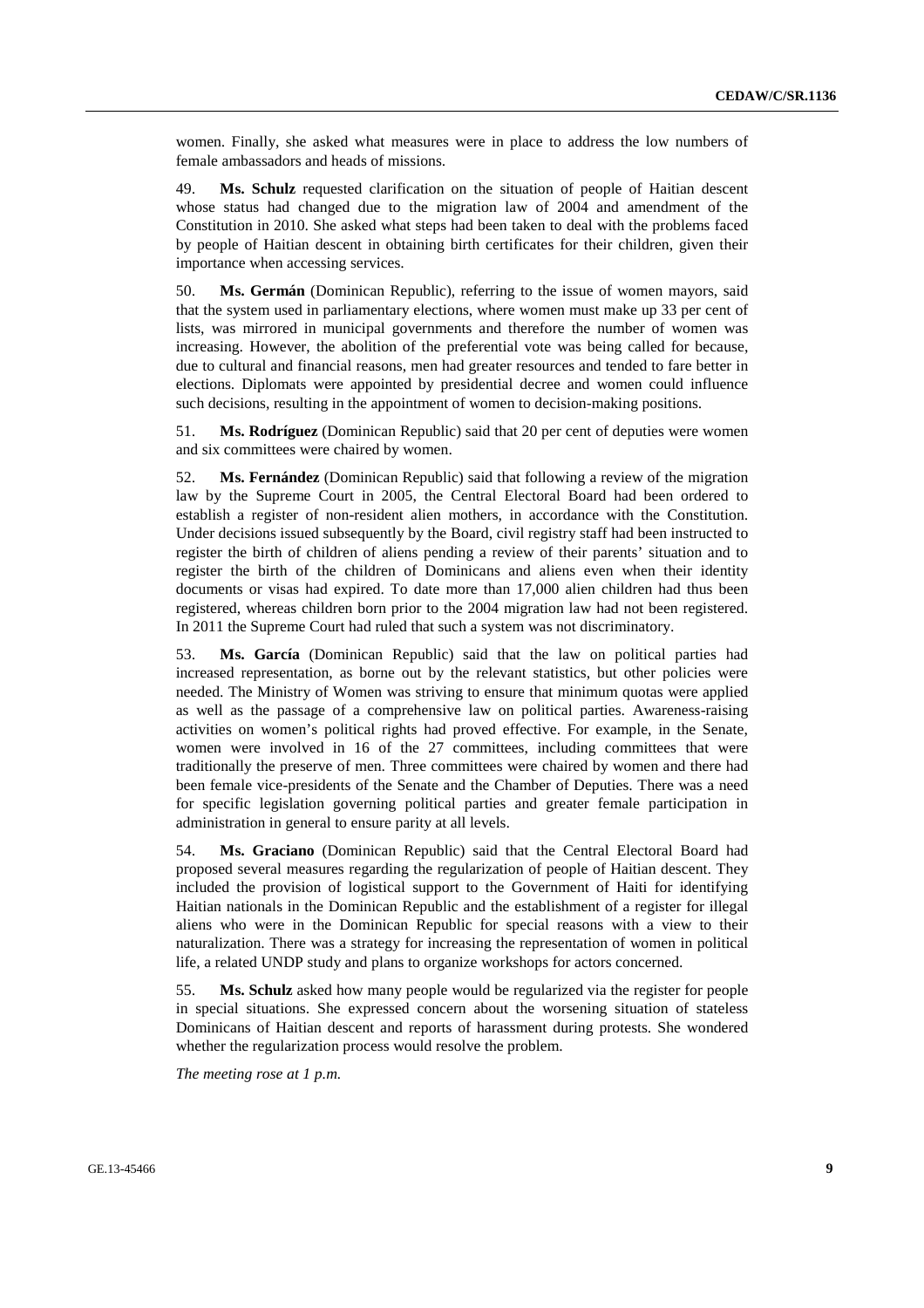women. Finally, she asked what measures were in place to address the low numbers of female ambassadors and heads of missions.

49. **Ms. Schulz** requested clarification on the situation of people of Haitian descent whose status had changed due to the migration law of 2004 and amendment of the Constitution in 2010. She asked what steps had been taken to deal with the problems faced by people of Haitian descent in obtaining birth certificates for their children, given their importance when accessing services.

50. **Ms. Germán** (Dominican Republic), referring to the issue of women mayors, said that the system used in parliamentary elections, where women must make up 33 per cent of lists, was mirrored in municipal governments and therefore the number of women was increasing. However, the abolition of the preferential vote was being called for because, due to cultural and financial reasons, men had greater resources and tended to fare better in elections. Diplomats were appointed by presidential decree and women could influence such decisions, resulting in the appointment of women to decision-making positions.

51. **Ms. Rodríguez** (Dominican Republic) said that 20 per cent of deputies were women and six committees were chaired by women.

52. **Ms. Fernández** (Dominican Republic) said that following a review of the migration law by the Supreme Court in 2005, the Central Electoral Board had been ordered to establish a register of non-resident alien mothers, in accordance with the Constitution. Under decisions issued subsequently by the Board, civil registry staff had been instructed to register the birth of children of aliens pending a review of their parents' situation and to register the birth of the children of Dominicans and aliens even when their identity documents or visas had expired. To date more than 17,000 alien children had thus been registered, whereas children born prior to the 2004 migration law had not been registered. In 2011 the Supreme Court had ruled that such a system was not discriminatory.

53. **Ms. García** (Dominican Republic) said that the law on political parties had increased representation, as borne out by the relevant statistics, but other policies were needed. The Ministry of Women was striving to ensure that minimum quotas were applied as well as the passage of a comprehensive law on political parties. Awareness-raising activities on women's political rights had proved effective. For example, in the Senate, women were involved in 16 of the 27 committees, including committees that were traditionally the preserve of men. Three committees were chaired by women and there had been female vice-presidents of the Senate and the Chamber of Deputies. There was a need for specific legislation governing political parties and greater female participation in administration in general to ensure parity at all levels.

54. **Ms. Graciano** (Dominican Republic) said that the Central Electoral Board had proposed several measures regarding the regularization of people of Haitian descent. They included the provision of logistical support to the Government of Haiti for identifying Haitian nationals in the Dominican Republic and the establishment of a register for illegal aliens who were in the Dominican Republic for special reasons with a view to their naturalization. There was a strategy for increasing the representation of women in political life, a related UNDP study and plans to organize workshops for actors concerned.

55. **Ms. Schulz** asked how many people would be regularized via the register for people in special situations. She expressed concern about the worsening situation of stateless Dominicans of Haitian descent and reports of harassment during protests. She wondered whether the regularization process would resolve the problem.

*The meeting rose at 1 p.m.*